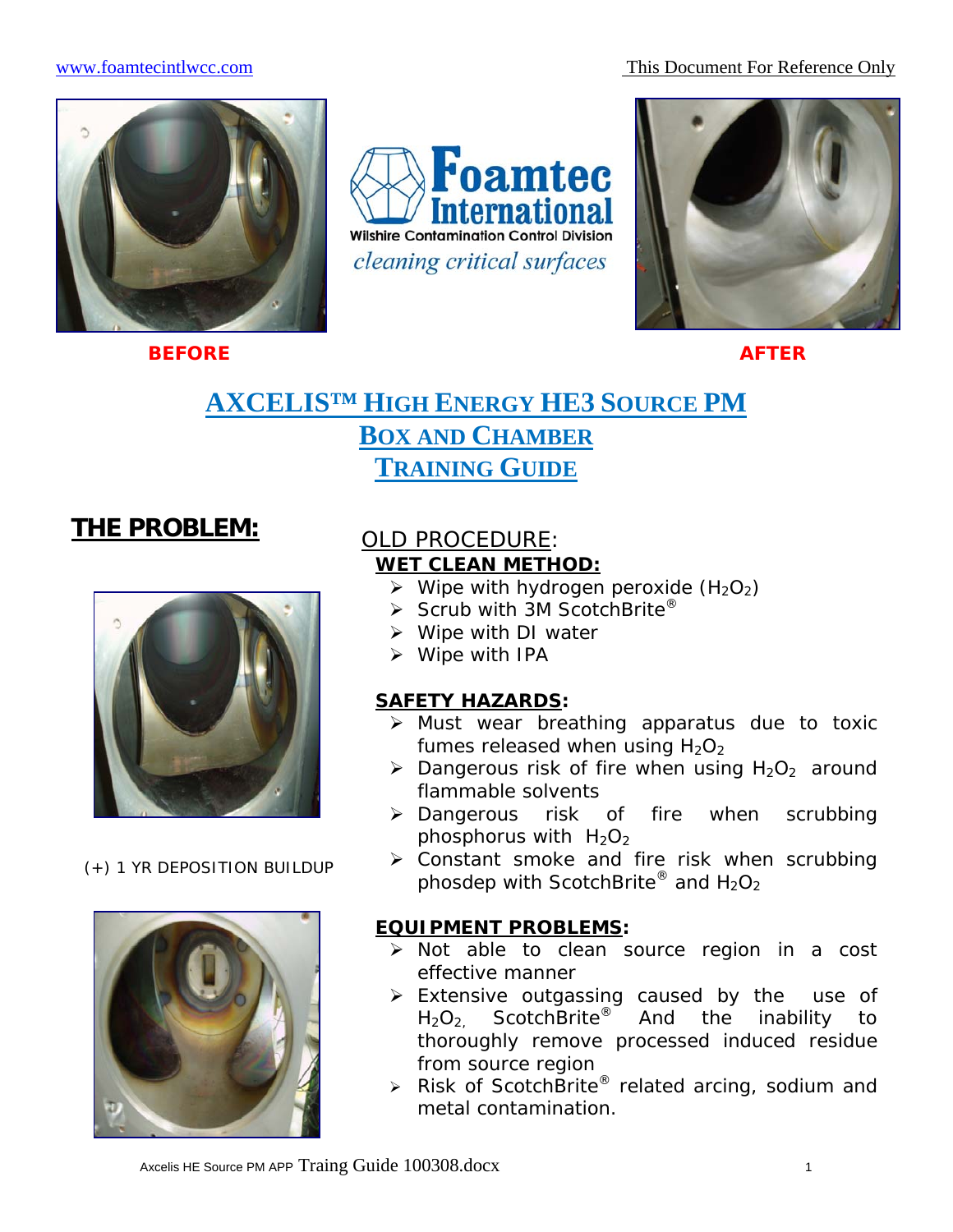www.foamtecintlwcc.com

This Document For Reference Only

Foamtec International
Wilshire Contamination Control Division
*cleaning critical surfaces*

**BEFORE** **AFTER**

# AXCELIS™ HIGH ENERGY HE3 SOURCE PM
# BOX AND CHAMBER
# TRAINING GUIDE

## THE PROBLEM:

(+) 1 YR DEPOSITION BUILDUP

### OLD PROCEDURE:

**WET CLEAN METHOD:**

- Wipe with hydrogen peroxide ($H_2O_2$)
- Scrub with 3M ScotchBrite®
- Wipe with DI water
- Wipe with IPA

**SAFETY HAZARDS:**

- Must wear breathing apparatus due to toxic fumes released when using $H_2O_2$
- Dangerous risk of fire when using $H_2O_2$ around flammable solvents
- Dangerous risk of fire when scrubbing phosphorus with $H_2O_2$
- Constant smoke and fire risk when scrubbing phosdep with ScotchBrite® and $H_2O_2$

**EQUIPMENT PROBLEMS:**

- Not able to clean source region in a cost effective manner
- Extensive outgassing caused by the use of $H_2O_2$, ScotchBrite® And the inability to thoroughly remove processed induced residue from source region
- Risk of ScotchBrite® related arcing, sodium and metal contamination.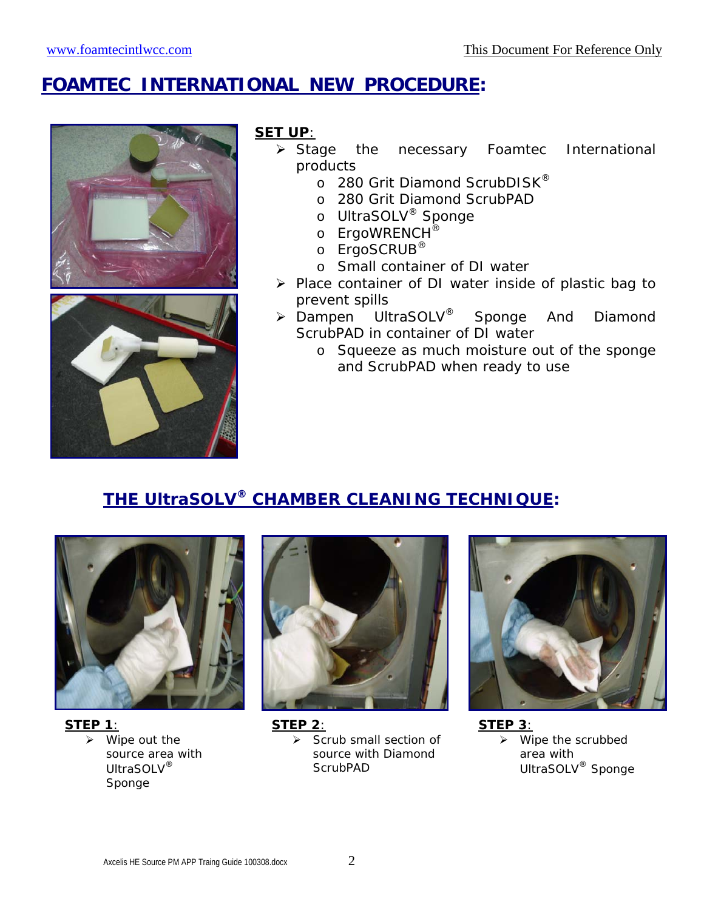# FOAMTEC INTERNATIONAL NEW PROCEDURE:

**SET UP**:

- Stage the necessary Foamtec International products
  - 280 Grit Diamond ScrubDISK®
  - 280 Grit Diamond ScrubPAD
  - UltraSOLV® Sponge
  - ErgoWRENCH®
  - ErgoSCRUB®
  - Small container of DI water
- Place container of DI water inside of plastic bag to prevent spills
- Dampen UltraSOLV® Sponge And Diamond ScrubPAD in container of DI water
  - Squeeze as much moisture out of the sponge and ScrubPAD when ready to use

## THE UltraSOLV® CHAMBER CLEANING TECHNIQUE:

**STEP 1**:

- Wipe out the source area with UltraSOLV® Sponge

**STEP 2**:

- Scrub small section of source with Diamond ScrubPAD

**STEP 3**:

- Wipe the scrubbed area with UltraSOLV® Sponge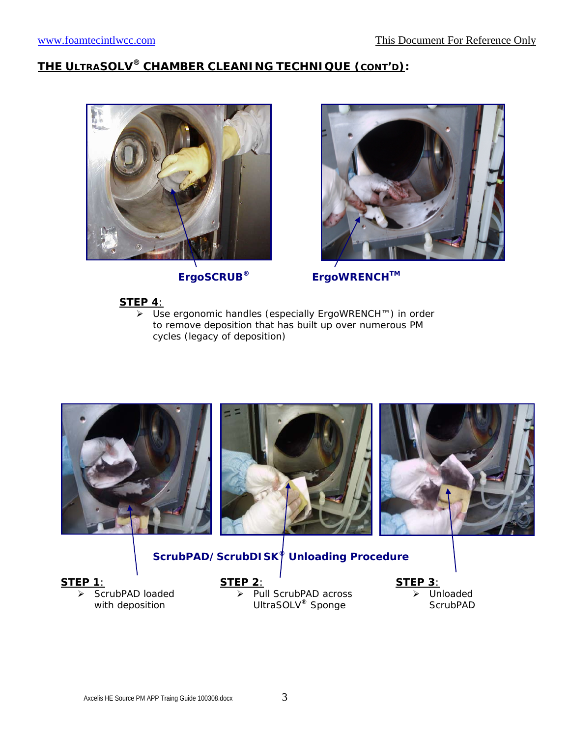## THE ULTRASOLV® CHAMBER CLEANING TECHNIQUE (CONT'D):

**ErgoSCRUB®** **ErgoWRENCH™**

**STEP 4**:

- Use ergonomic handles (especially ErgoWRENCH™) in order to remove deposition that has built up over numerous PM cycles (legacy of deposition)

**ScrubPAD/ScrubDISK® Unloading Procedure**

**STEP 1**:

- ScrubPAD loaded with deposition

**STEP 2**:

- Pull ScrubPAD across UltraSOLV® Sponge

**STEP 3**:

- Unloaded ScrubPAD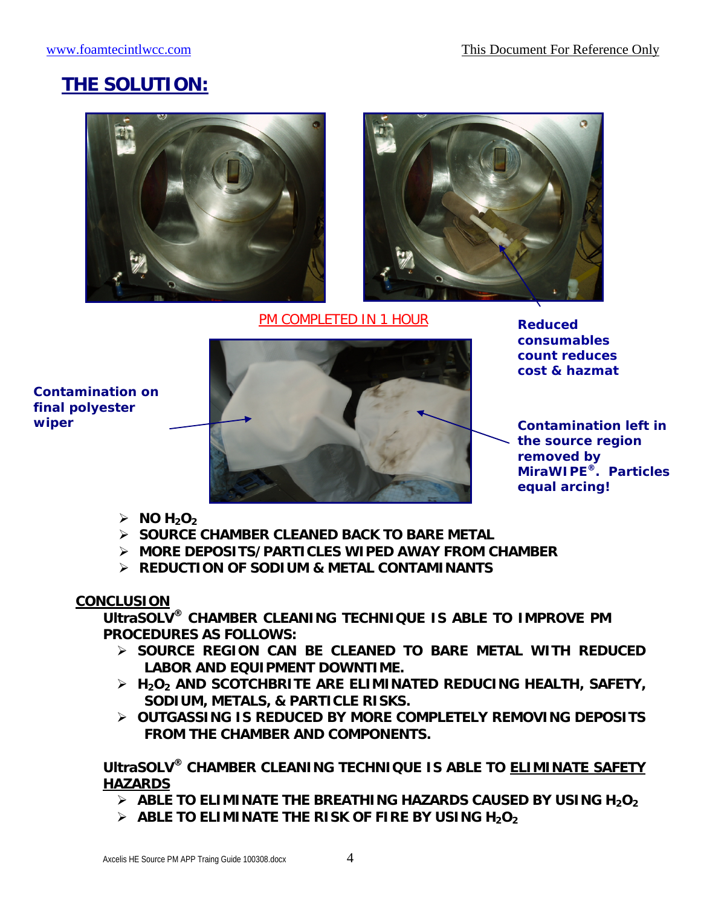# THE SOLUTION:

PM COMPLETED IN 1 HOUR

**Reduced consumables count reduces cost & hazmat**

**Contamination on final polyester wiper**

**Contamination left in the source region removed by MiraWIPE®. Particles equal arcing!**

- **NO $H_2O_2$**
- **SOURCE CHAMBER CLEANED BACK TO BARE METAL**
- **MORE DEPOSITS/PARTICLES WIPED AWAY FROM CHAMBER**
- **REDUCTION OF SODIUM & METAL CONTAMINANTS**

## CONCLUSION

**UltraSOLV® CHAMBER CLEANING TECHNIQUE IS ABLE TO IMPROVE PM PROCEDURES AS FOLLOWS:**

- **SOURCE REGION CAN BE CLEANED TO BARE METAL WITH REDUCED LABOR AND EQUIPMENT DOWNTIME.**
- **$H_2O_2$ AND SCOTCHBRITE ARE ELIMINATED REDUCING HEALTH, SAFETY, SODIUM, METALS, & PARTICLE RISKS.**
- **OUTGASSING IS REDUCED BY MORE COMPLETELY REMOVING DEPOSITS FROM THE CHAMBER AND COMPONENTS.**

**UltraSOLV® CHAMBER CLEANING TECHNIQUE IS ABLE TO ELIMINATE SAFETY HAZARDS**

- **ABLE TO ELIMINATE THE BREATHING HAZARDS CAUSED BY USING $H_2O_2$**
- **ABLE TO ELIMINATE THE RISK OF FIRE BY USING $H_2O_2$**